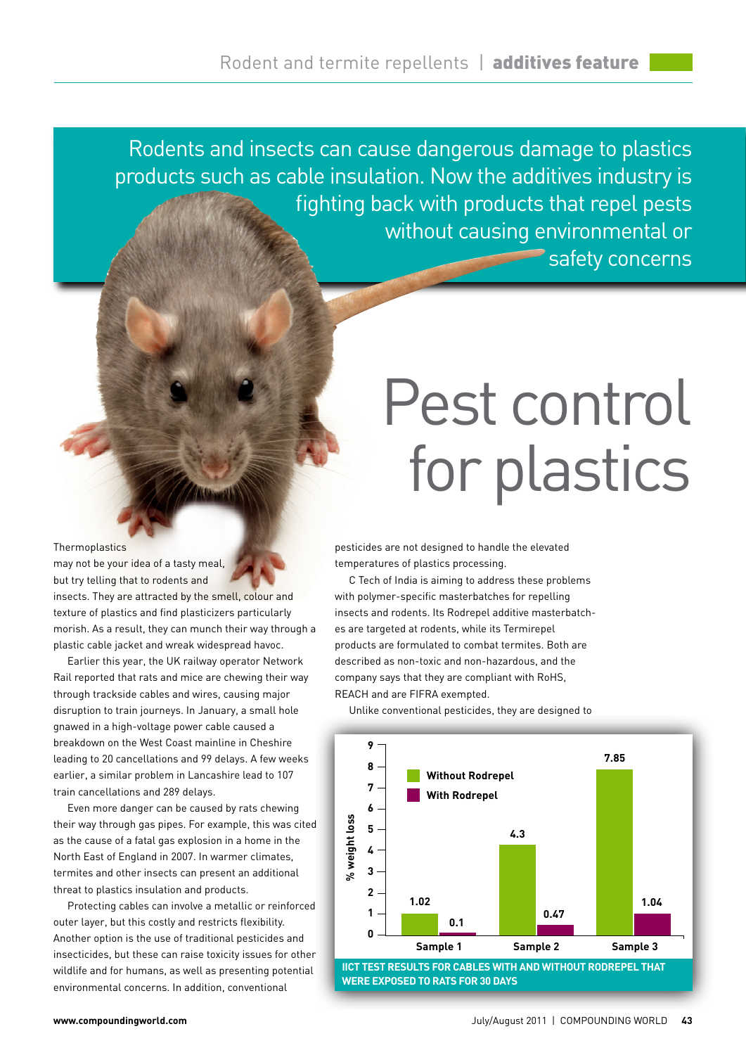Rodents and insects can cause dangerous damage to plastics products such as cable insulation. Now the additives industry is fighting back with products that repel pests without causing environmental or safety concerns

# Pest control for plastics

Thermoplastics may not be your idea of a tasty meal, but try telling that to rodents and insects. They are attracted by the smell, colour and texture of plastics and find plasticizers particularly morish. As a result, they can munch their way through a plastic cable jacket and wreak widespread havoc.

Earlier this year, the UK railway operator Network Rail reported that rats and mice are chewing their way through trackside cables and wires, causing major disruption to train journeys. In January, a small hole gnawed in a high-voltage power cable caused a breakdown on the West Coast mainline in Cheshire leading to 20 cancellations and 99 delays. A few weeks earlier, a similar problem in Lancashire lead to 107 train cancellations and 289 delays.

Even more danger can be caused by rats chewing their way through gas pipes. For example, this was cited as the cause of a fatal gas explosion in a home in the North East of England in 2007. In warmer climates, termites and other insects can present an additional threat to plastics insulation and products.

Protecting cables can involve a metallic or reinforced outer layer, but this costly and restricts flexibility. Another option is the use of traditional pesticides and insecticides, but these can raise toxicity issues for other wildlife and for humans, as well as presenting potential environmental concerns. In addition, conventional pesticides are not designed to handle the elevated temperatures of plastics processing.

C Tech of India is aiming to address these problems with polymer-specific masterbatches for repelling insects and rodents. Its Rodrepel additive masterbatches are targeted at rodents, while its Termirepel products are formulated to combat termites. Both are described as non-toxic and non-hazardous, and the company says that they are compliant with RoHS, REACH and are FIFRA exempted.

Unlike conventional pesticides, they are designed to

| % weight loss | Without Rodrepel | With Rodrepel |
|---|---|---|
| Sample 1 | 1.02 | 0.1 |
| Sample 2 | 4.3 | 0.47 |
| Sample 3 | 7.85 | 1.04 |

IICT TEST RESULTS FOR CABLES WITH AND WITHOUT RODREPEL THAT WERE EXPOSED TO RATS FOR 30 DAYS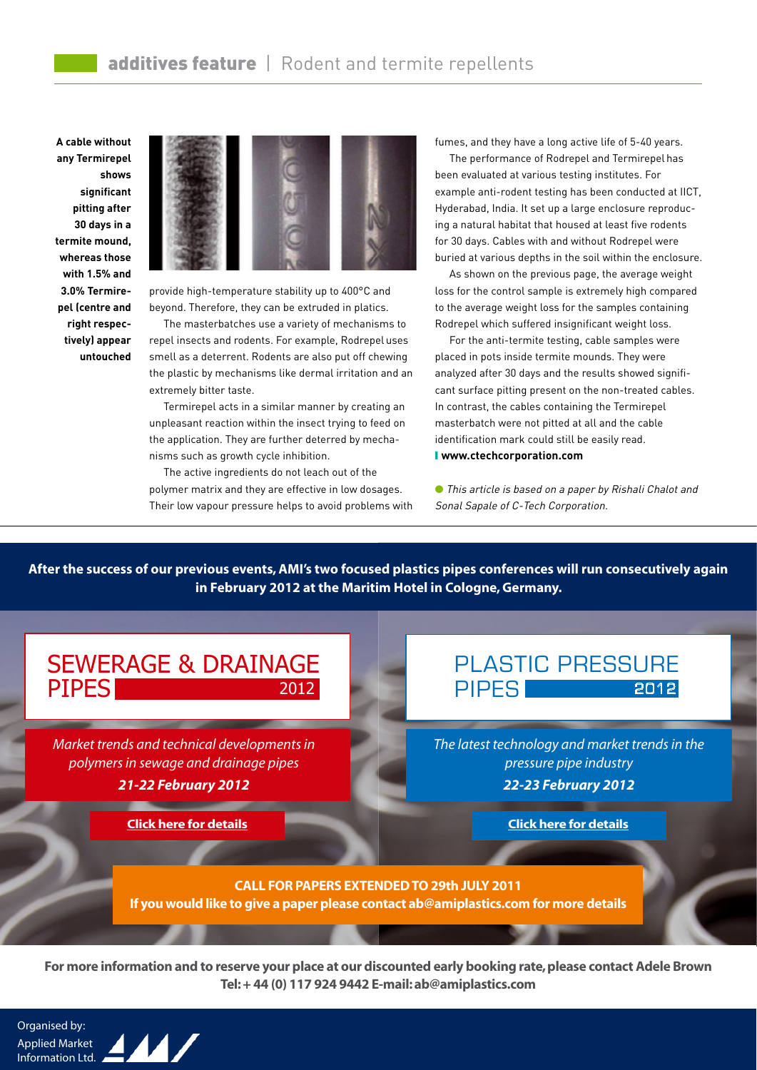A cable without any Termirepel shows significant pitting after 30 days in a termite mound, whereas those with 1.5% and 3.0% Termirepel (centre and right respectively) appear untouched

provide high-temperature stability up to 400°C and beyond. Therefore, they can be extruded in platics.

The masterbatches use a variety of mechanisms to repel insects and rodents. For example, Rodrepel uses smell as a deterrent. Rodents are also put off chewing the plastic by mechanisms like dermal irritation and an extremely bitter taste.

Termirepel acts in a similar manner by creating an unpleasant reaction within the insect trying to feed on the application. They are further deterred by mechanisms such as growth cycle inhibition.

The active ingredients do not leach out of the polymer matrix and they are effective in low dosages. Their low vapour pressure helps to avoid problems with fumes, and they have a long active life of 5-40 years.

The performance of Rodrepel and Termirepel has been evaluated at various testing institutes. For example anti-rodent testing has been conducted at IICT, Hyderabad, India. It set up a large enclosure reproducing a natural habitat that housed at least five rodents for 30 days. Cables with and without Rodrepel were buried at various depths in the soil within the enclosure.

As shown on the previous page, the average weight loss for the control sample is extremely high compared to the average weight loss for the samples containing Rodrepel which suffered insignificant weight loss.

For the anti-termite testing, cable samples were placed in pots inside termite mounds. They were analyzed after 30 days and the results showed significant surface pitting present on the non-treated cables. In contrast, the cables containing the Termirepel masterbatch were not pitted at all and the cable identification mark could still be easily read.

**www.ctechcorporation.com**

*This article is based on a paper by Rishali Chalot and Sonal Sapale of C-Tech Corporation.*

**After the success of our previous events, AMI's two focused plastics pipes conferences will run consecutively again in February 2012 at the Maritim Hotel in Cologne, Germany.**

## SEWERAGE & DRAINAGE PIPES 2012

*Market trends and technical developments in polymers in sewage and drainage pipes*

***21-22 February 2012***

**Click here for details**

## PLASTIC PRESSURE PIPES 2012

*The latest technology and market trends in the pressure pipe industry*

***22-23 February 2012***

**Click here for details**

**CALL FOR PAPERS EXTENDED TO 29th JULY 2011**
**If you would like to give a paper please contact ab@amiplastics.com for more details**

**For more information and to reserve your place at our discounted early booking rate, please contact Adele Brown Tel: + 44 (0) 117 924 9442 E-mail: ab@amiplastics.com**

Organised by:
Applied Market Information Ltd.